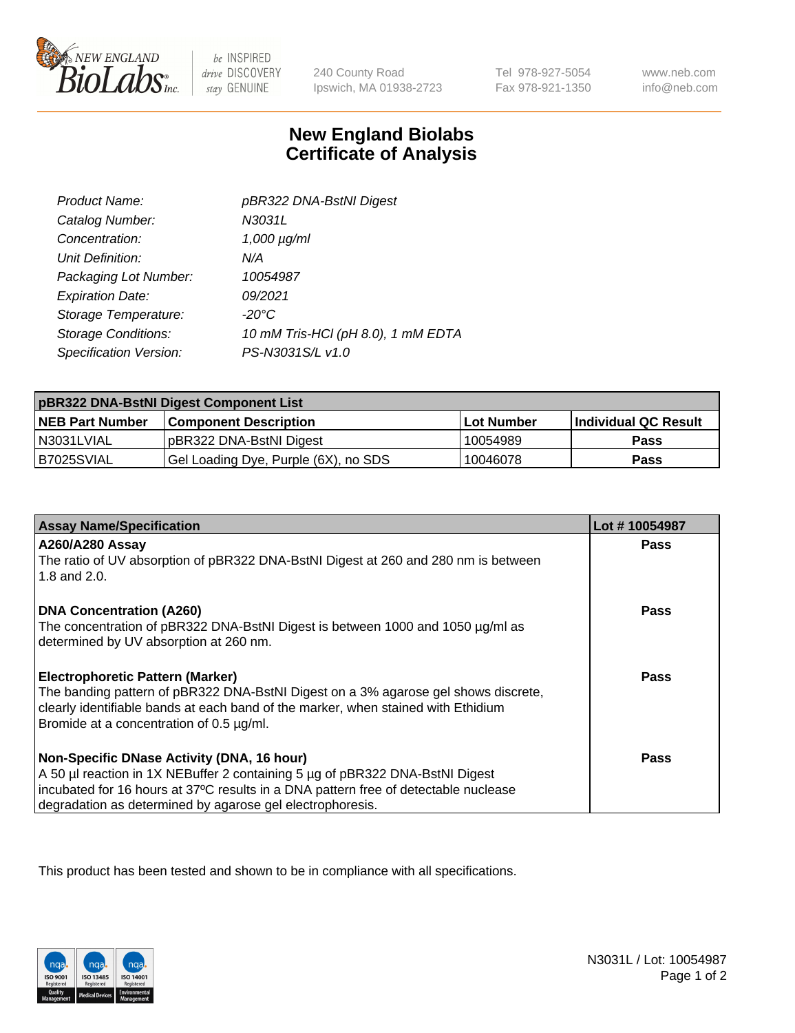# New England Biolabs
# Certificate of Analysis

| | |
|---|---|
| *Product Name:* | *pBR322 DNA-BstNI Digest* |
| *Catalog Number:* | *N3031L* |
| *Concentration:* | *1,000 µg/ml* |
| *Unit Definition:* | *N/A* |
| *Packaging Lot Number:* | *10054987* |
| *Expiration Date:* | *09/2021* |
| *Storage Temperature:* | *-20°C* |
| *Storage Conditions:* | *10 mM Tris-HCl (pH 8.0), 1 mM EDTA* |
| *Specification Version:* | *PS-N3031S/L v1.0* |

| pBR322 DNA-BstNI Digest Component List | | | |
|---|---|---|---|
| **NEB Part Number** | **Component Description** | **Lot Number** | **Individual QC Result** |
| N3031LVIAL | pBR322 DNA-BstNI Digest | 10054989 | **Pass** |
| B7025SVIAL | Gel Loading Dye, Purple (6X), no SDS | 10046078 | **Pass** |

| Assay Name/Specification | Lot # 10054987 |
|---|---|
| **A260/A280 Assay**<br>The ratio of UV absorption of pBR322 DNA-BstNI Digest at 260 and 280 nm is between 1.8 and 2.0. | **Pass** |
| **DNA Concentration (A260)**<br>The concentration of pBR322 DNA-BstNI Digest is between 1000 and 1050 µg/ml as determined by UV absorption at 260 nm. | **Pass** |
| **Electrophoretic Pattern (Marker)**<br>The banding pattern of pBR322 DNA-BstNI Digest on a 3% agarose gel shows discrete, clearly identifiable bands at each band of the marker, when stained with Ethidium Bromide at a concentration of 0.5 µg/ml. | **Pass** |
| **Non-Specific DNase Activity (DNA, 16 hour)**<br>A 50 µl reaction in 1X NEBuffer 2 containing 5 µg of pBR322 DNA-BstNI Digest incubated for 16 hours at 37ºC results in a DNA pattern free of detectable nuclease degradation as determined by agarose gel electrophoresis. | **Pass** |

This product has been tested and shown to be in compliance with all specifications.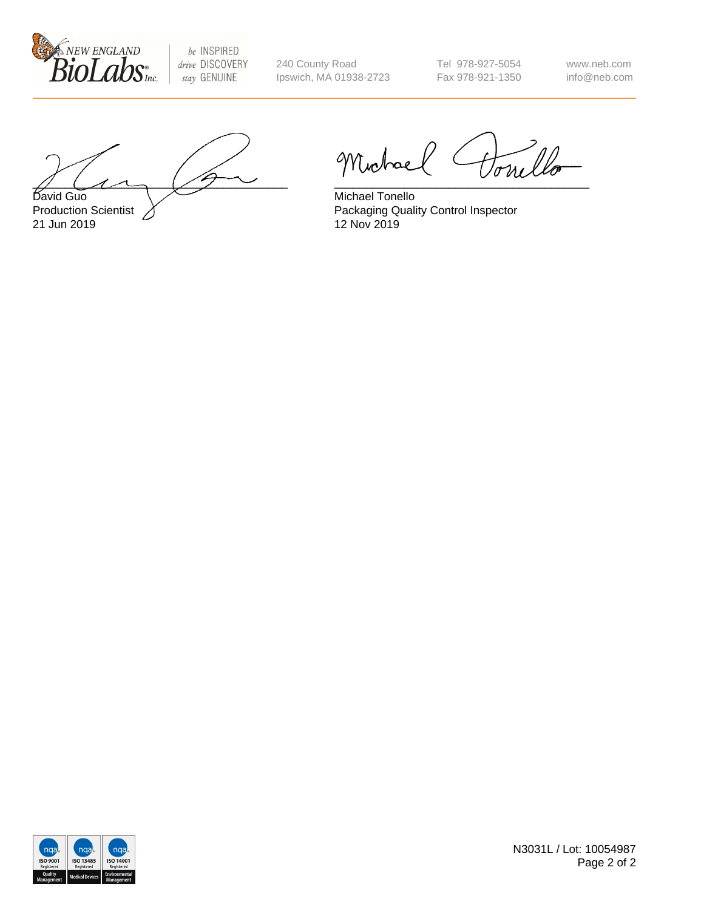NEW ENGLAND BioLabs Inc.

be INSPIRED drive DISCOVERY stay GENUINE

240 County Road
Ipswich, MA 01938-2723

Tel 978-927-5054
Fax 978-921-1350

www.neb.com
info@neb.com

David Guo
Production Scientist
21 Jun 2019

Michael Tonello
Packaging Quality Control Inspector
12 Nov 2019

ISO 9001 Registered Quality Management | ISO 13485 Registered Medical Devices | ISO 14001 Registered Environmental Management

N3031L / Lot: 10054987